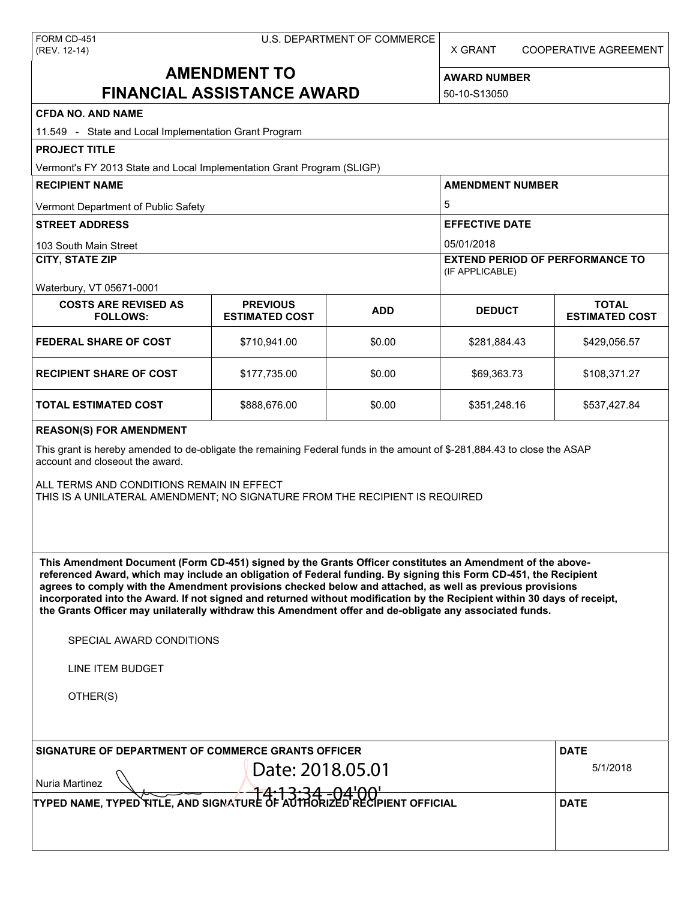FORM CD-451
(REV. 12-14)

U.S. DEPARTMENT OF COMMERCE

X GRANT    COOPERATIVE AGREEMENT

# AMENDMENT TO FINANCIAL ASSISTANCE AWARD

**AWARD NUMBER**
50-10-S13050

**CFDA NO. AND NAME**
11.549 - State and Local Implementation Grant Program

**PROJECT TITLE**
Vermont's FY 2013 State and Local Implementation Grant Program (SLIGP)

**RECIPIENT NAME**
Vermont Department of Public Safety

**AMENDMENT NUMBER**
5

**STREET ADDRESS**
103 South Main Street

**EFFECTIVE DATE**
05/01/2018

**CITY, STATE ZIP**
Waterbury, VT 05671-0001

**EXTEND PERIOD OF PERFORMANCE TO** (IF APPLICABLE)

| COSTS ARE REVISED AS FOLLOWS: | PREVIOUS ESTIMATED COST | ADD | DEDUCT | TOTAL ESTIMATED COST |
|---|---|---|---|---|
| **FEDERAL SHARE OF COST** | $710,941.00 | $0.00 | $281,884.43 | $429,056.57 |
| **RECIPIENT SHARE OF COST** | $177,735.00 | $0.00 | $69,363.73 | $108,371.27 |
| **TOTAL ESTIMATED COST** | $888,676.00 | $0.00 | $351,248.16 | $537,427.84 |

**REASON(S) FOR AMENDMENT**

This grant is hereby amended to de-obligate the remaining Federal funds in the amount of $-281,884.43 to close the ASAP account and closeout the award.

ALL TERMS AND CONDITIONS REMAIN IN EFFECT
THIS IS A UNILATERAL AMENDMENT; NO SIGNATURE FROM THE RECIPIENT IS REQUIRED

**This Amendment Document (Form CD-451) signed by the Grants Officer constitutes an Amendment of the above-referenced Award, which may include an obligation of Federal funding. By signing this Form CD-451, the Recipient agrees to comply with the Amendment provisions checked below and attached, as well as previous provisions incorporated into the Award. If not signed and returned without modification by the Recipient within 30 days of receipt, the Grants Officer may unilaterally withdraw this Amendment offer and de-obligate any associated funds.**

SPECIAL AWARD CONDITIONS

LINE ITEM BUDGET

OTHER(S)

**SIGNATURE OF DEPARTMENT OF COMMERCE GRANTS OFFICER**

Nuria Martinez

Date: 2018.05.01 14:13:34 -04'00'

**DATE**
5/1/2018

**TYPED NAME, TYPED TITLE, AND SIGNATURE OF AUTHORIZED RECIPIENT OFFICIAL**

**DATE**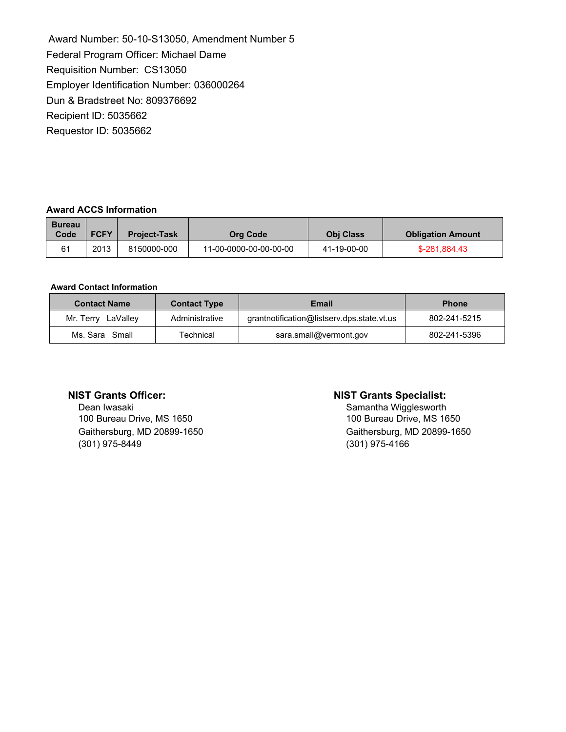Award Number: 50-10-S13050, Amendment Number 5
Federal Program Officer: Michael Dame
Requisition Number: CS13050
Employer Identification Number: 036000264
Dun & Bradstreet No: 809376692
Recipient ID: 5035662
Requestor ID: 5035662

**Award ACCS Information**

| Bureau Code | FCFY | Project-Task | Org Code | Obj Class | Obligation Amount |
|---|---|---|---|---|---|
| 61 | 2013 | 8150000-000 | 11-00-0000-00-00-00-00 | 41-19-00-00 | $-281,884.43 |

**Award Contact Information**

| Contact Name | Contact Type | Email | Phone |
|---|---|---|---|
| Mr. Terry LaValley | Administrative | grantnotification@listserv.dps.state.vt.us | 802-241-5215 |
| Ms. Sara Small | Technical | sara.small@vermont.gov | 802-241-5396 |

**NIST Grants Officer:**
Dean Iwasaki
100 Bureau Drive, MS 1650
Gaithersburg, MD 20899-1650
(301) 975-8449

**NIST Grants Specialist:**
Samantha Wigglesworth
100 Bureau Drive, MS 1650
Gaithersburg, MD 20899-1650
(301) 975-4166